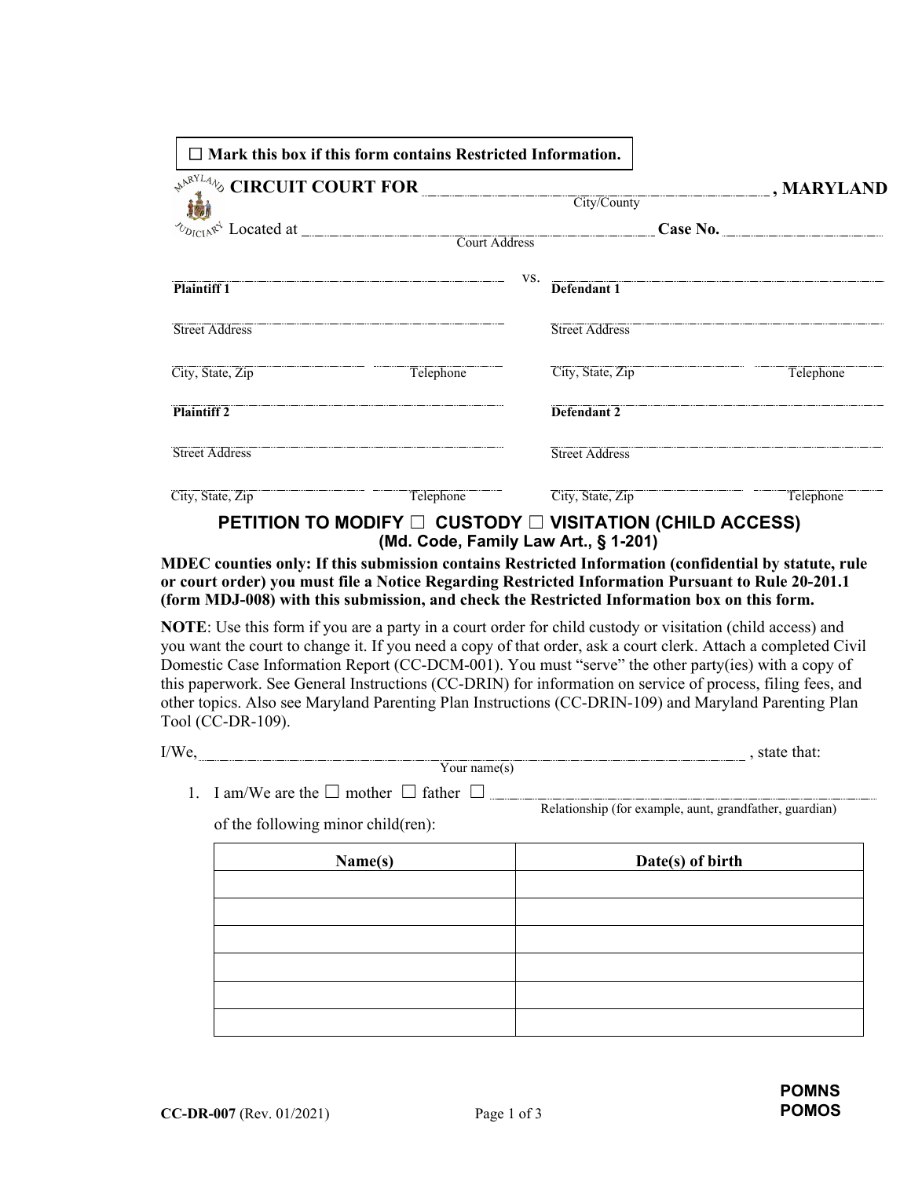☐ **Mark this box if this form contains Restricted Information.**

**CIRCUIT COURT FOR** ______________________________ **, MARYLAND**
City/County

Located at ______________________________ **Case No.** ______________
Court Address

| | vs. | |
|---|---|---|
| **Plaintiff 1** | | **Defendant 1** |
| Street Address | | Street Address |
| City, State, Zip / Telephone | | City, State, Zip / Telephone |
| **Plaintiff 2** | | **Defendant 2** |
| Street Address | | Street Address |
| City, State, Zip / Telephone | | City, State, Zip / Telephone |

## PETITION TO MODIFY ☐ CUSTODY ☐ VISITATION (CHILD ACCESS)

**(Md. Code, Family Law Art., § 1-201)**

**MDEC counties only: If this submission contains Restricted Information (confidential by statute, rule or court order) you must file a Notice Regarding Restricted Information Pursuant to Rule 20-201.1 (form MDJ-008) with this submission, and check the Restricted Information box on this form.**

**NOTE**: Use this form if you are a party in a court order for child custody or visitation (child access) and you want the court to change it. If you need a copy of that order, ask a court clerk. Attach a completed Civil Domestic Case Information Report (CC-DCM-001). You must "serve" the other party(ies) with a copy of this paperwork. See General Instructions (CC-DRIN) for information on service of process, filing fees, and other topics. Also see Maryland Parenting Plan Instructions (CC-DRIN-109) and Maryland Parenting Plan Tool (CC-DR-109).

I/We, ______________________________ , state that:
Your name(s)

1. I am/We are the ☐ mother ☐ father ☐ ______________________________
   Relationship (for example, aunt, grandfather, guardian)

   of the following minor child(ren):

| Name(s) | Date(s) of birth |
|---|---|
| | |
| | |
| | |
| | |
| | |
| | |

CC-DR-007 (Rev. 01/2021)

POMNS
POMOS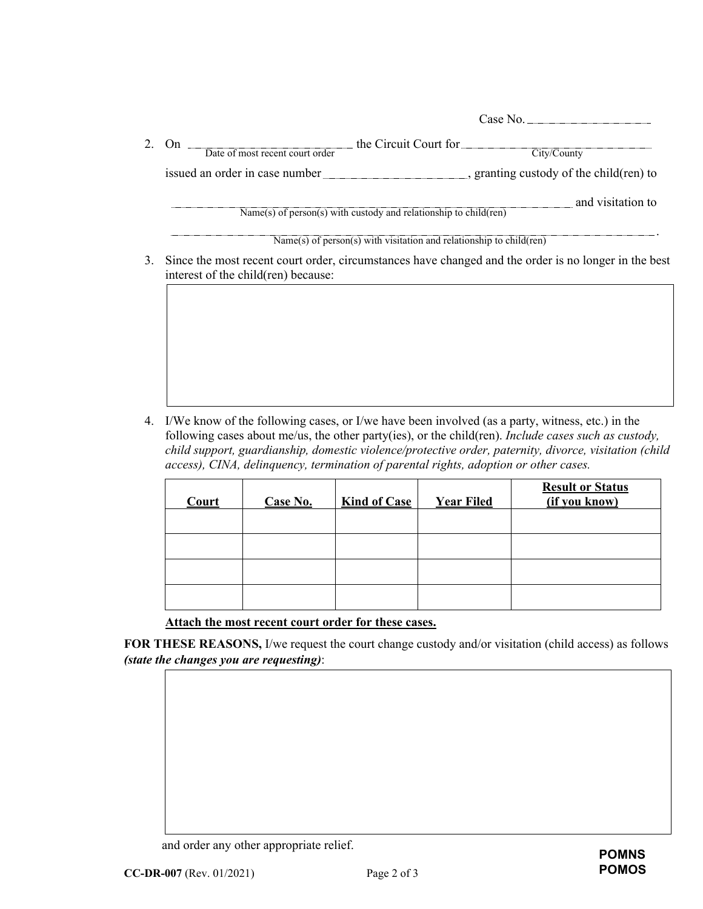Case No. ____________________

2. On ____________________ the Circuit Court for ____________________
   Date of most recent court order City/County

   issued an order in case number ____________________, granting custody of the child(ren) to

   ________________________________________________ and visitation to
   Name(s) of person(s) with custody and relationship to child(ren)

   ________________________________________________ .
   Name(s) of person(s) with visitation and relationship to child(ren)

3. Since the most recent court order, circumstances have changed and the order is no longer in the best interest of the child(ren) because:

   ____________________________________________________________

4. I/We know of the following cases, or I/we have been involved (as a party, witness, etc.) in the following cases about me/us, the other party(ies), or the child(ren). *Include cases such as custody, child support, guardianship, domestic violence/protective order, paternity, divorce, visitation (child access), CINA, delinquency, termination of parental rights, adoption or other cases.*

| Court | Case No. | Kind of Case | Year Filed | Result or Status (if you know) |
|---|---|---|---|---|
| | | | | |
| | | | | |
| | | | | |
| | | | | |

**Attach the most recent court order for these cases.**

**FOR THESE REASONS,** I/we request the court change custody and/or visitation (child access) as follows ***(state the changes you are requesting)***:

____________________________________________________________

and order any other appropriate relief.

**CC-DR-007** (Rev. 01/2021)

**POMNS**
**POMOS**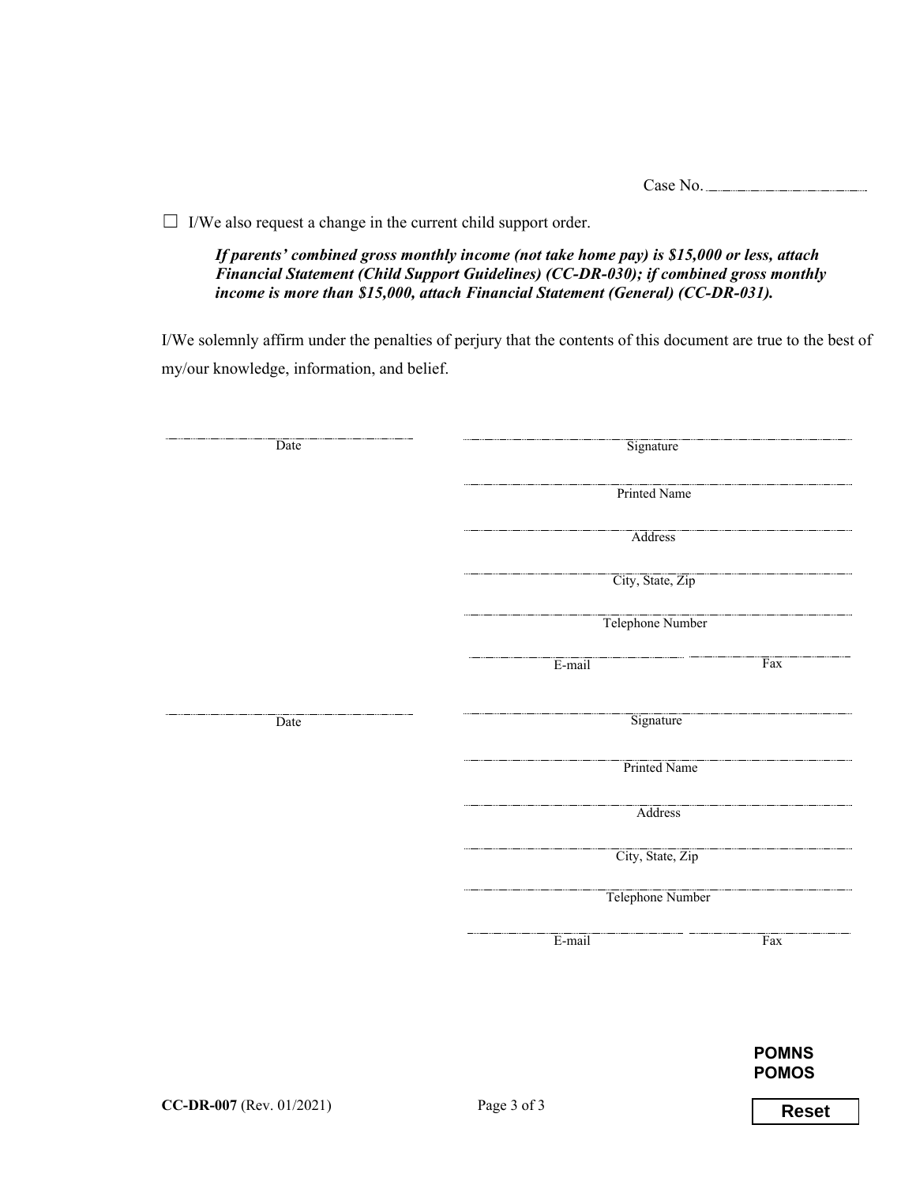Case No. ____________________

☐ I/We also request a change in the current child support order.

> ***If parents' combined gross monthly income (not take home pay) is $15,000 or less, attach Financial Statement (Child Support Guidelines) (CC-DR-030); if combined gross monthly income is more than $15,000, attach Financial Statement (General) (CC-DR-031).***

I/We solemnly affirm under the penalties of perjury that the contents of this document are true to the best of my/our knowledge, information, and belief.

| | |
|---|---|
| ____________________ Date | ____________________ Signature |
| | ____________________ Printed Name |
| | ____________________ Address |
| | ____________________ City, State, Zip |
| | ____________________ Telephone Number |
| | ____________________ E-mail ____________________ Fax |

| | |
|---|---|
| ____________________ Date | ____________________ Signature |
| | ____________________ Printed Name |
| | ____________________ Address |
| | ____________________ City, State, Zip |
| | ____________________ Telephone Number |
| | ____________________ E-mail ____________________ Fax |

**POMNS**
**POMOS**

**CC-DR-007** (Rev. 01/2021)

**Reset**